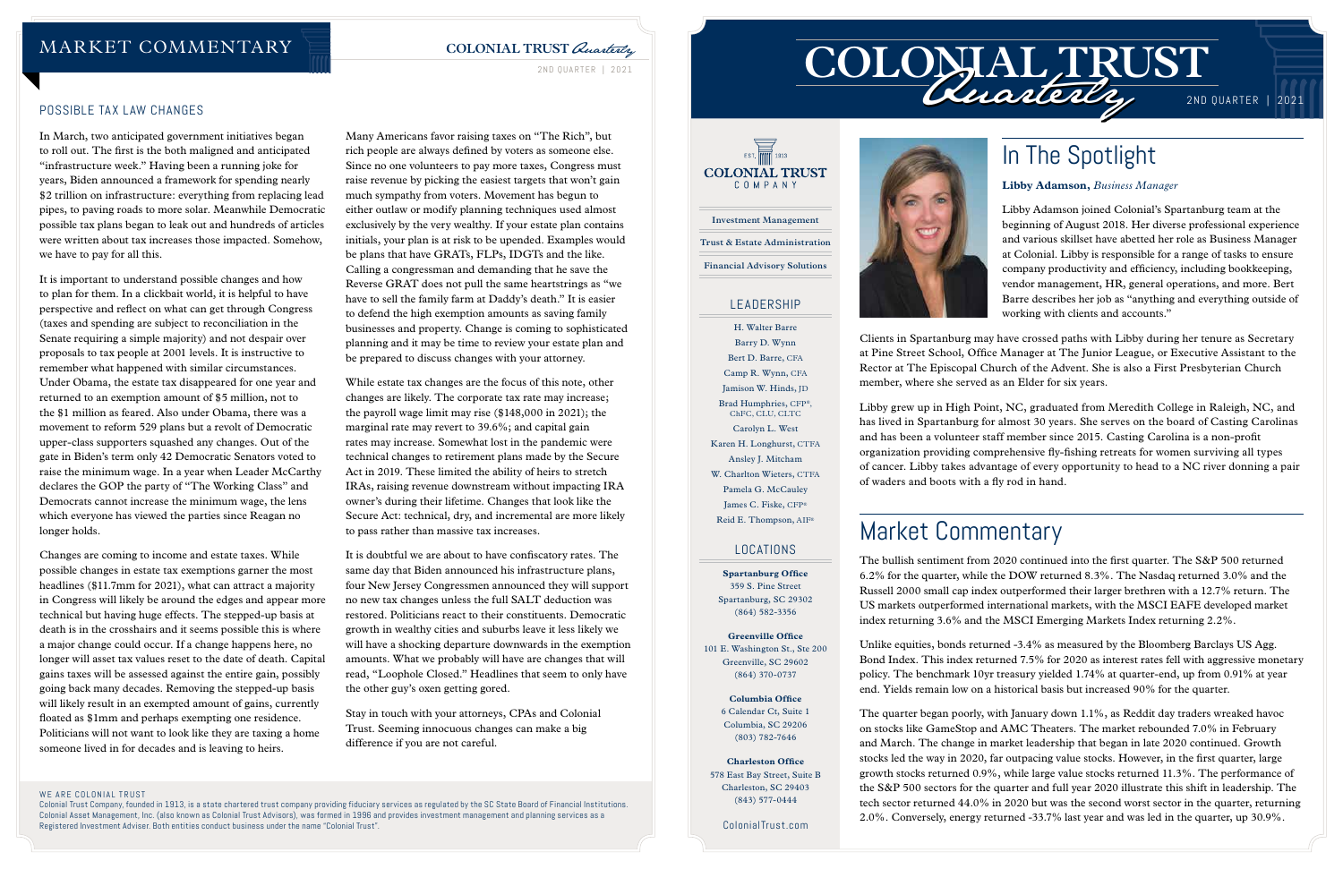# MARKET COMMENTARY

## POSSIBLE TAX LAW CHANGES

In March, two anticipated government initiatives began to roll out. The first is the both maligned and anticipated "infrastructure week." Having been a running joke for years, Biden announced a framework for spending nearly $2 trillion on infrastructure: everything from replacing lead pipes, to paving roads to more solar. Meanwhile Democratic possible tax plans began to leak out and hundreds of articles were written about tax increases those impacted. Somehow, we have to pay for all this.

It is important to understand possible changes and how to plan for them. In a clickbait world, it is helpful to have perspective and reflect on what can get through Congress (taxes and spending are subject to reconciliation in the Senate requiring a simple majority) and not despair over proposals to tax people at 2001 levels. It is instructive to remember what happened with similar circumstances. Under Obama, the estate tax disappeared for one year and returned to an exemption amount of $5 million, not to the $1 million as feared. Also under Obama, there was a movement to reform 529 plans but a revolt of Democratic upper-class supporters squashed any changes. Out of the gate in Biden's term only 42 Democratic Senators voted to raise the minimum wage. In a year when Leader McCarthy declares the GOP the party of "The Working Class" and Democrats cannot increase the minimum wage, the lens which everyone has viewed the parties since Reagan no longer holds.

Changes are coming to income and estate taxes. While possible changes in estate tax exemptions garner the most headlines ($11.7mm for 2021), what can attract a majority in Congress will likely be around the edges and appear more technical but having huge effects. The stepped-up basis at death is in the crosshairs and it seems possible this is where a major change could occur. If a change happens here, no longer will asset tax values reset to the date of death. Capital gains taxes will be assessed against the entire gain, possibly going back many decades. Removing the stepped-up basis will likely result in an exempted amount of gains, currently floated as $1mm and perhaps exempting one residence. Politicians will not want to look like they are taxing a home someone lived in for decades and is leaving to heirs.

Many Americans favor raising taxes on "The Rich", but rich people are always defined by voters as someone else. Since no one volunteers to pay more taxes, Congress must raise revenue by picking the easiest targets that won't gain much sympathy from voters. Movement has begun to either outlaw or modify planning techniques used almost exclusively by the very wealthy. If your estate plan contains initials, your plan is at risk to be upended. Examples would be plans that have GRATs, FLPs, IDGTs and the like. Calling a congressman and demanding that he save the Reverse GRAT does not pull the same heartstrings as "we have to sell the family farm at Daddy's death." It is easier to defend the high exemption amounts as saving family businesses and property. Change is coming to sophisticated planning and it may be time to review your estate plan and be prepared to discuss changes with your attorney.

While estate tax changes are the focus of this note, other changes are likely. The corporate tax rate may increase; the payroll wage limit may rise ($148,000 in 2021); the marginal rate may revert to 39.6%; and capital gain rates may increase. Somewhat lost in the pandemic were technical changes to retirement plans made by the Secure Act in 2019. These limited the ability of heirs to stretch IRAs, raising revenue downstream without impacting IRA owner's during their lifetime. Changes that look like the Secure Act: technical, dry, and incremental are more likely to pass rather than massive tax increases.

It is doubtful we are about to have confiscatory rates. The same day that Biden announced his infrastructure plans, four New Jersey Congressmen announced they will support no new tax changes unless the full SALT deduction was restored. Politicians react to their constituents. Democratic growth in wealthy cities and suburbs leave it less likely we will have a shocking departure downwards in the exemption amounts. What we probably will have are changes that will read, "Loophole Closed." Headlines that seem to only have the other guy's oxen getting gored.

Stay in touch with your attorneys, CPAs and Colonial Trust. Seeming innocuous changes can make a big difference if you are not careful.

### WE ARE COLONIAL TRUST

Colonial Trust Company, founded in 1913, is a state chartered trust company providing fiduciary services as regulated by the SC State Board of Financial Institutions. Colonial Asset Management, Inc. (also known as Colonial Trust Advisors), was formed in 1996 and provides investment management and planning services as a Registered Investment Adviser. Both entities conduct business under the name "Colonial Trust".

# COLONIAL TRUST *Quarterly*

2ND QUARTER | 2021

COLONIAL TRUST COMPANY — EST. 1913

- Investment Management
- Trust & Estate Administration
- Financial Advisory Solutions

## LEADERSHIP

H. Walter Barre
Barry D. Wynn
Bert D. Barre, CFA
Camp R. Wynn, CFA
Jamison W. Hinds, JD
Brad Humphries, CFP®, ChFC, CLU, CLTC
Carolyn L. West
Karen H. Longhurst, CTFA
Ansley J. Mitcham
W. Charlton Wieters, CTFA
Pamela G. McCauley
James C. Fiske, CFP®
Reid E. Thompson, AIF®

## LOCATIONS

**Spartanburg Office**
359 S. Pine Street
Spartanburg, SC 29302
(864) 582-3356

**Greenville Office**
101 E. Washington St., Ste 200
Greenville, SC 29602
(864) 370-0737

**Columbia Office**
6 Calendar Ct, Suite 1
Columbia, SC 29206
(803) 782-7646

**Charleston Office**
578 East Bay Street, Suite B
Charleston, SC 29403
(843) 577-0444

ColonialTrust.com

# In The Spotlight

**Libby Adamson,** *Business Manager*

Libby Adamson joined Colonial's Spartanburg team at the beginning of August 2018. Her diverse professional experience and various skillset have abetted her role as Business Manager at Colonial. Libby is responsible for a range of tasks to ensure company productivity and efficiency, including bookkeeping, vendor management, HR, general operations, and more. Bert Barre describes her job as "anything and everything outside of working with clients and accounts."

Clients in Spartanburg may have crossed paths with Libby during her tenure as Secretary at Pine Street School, Office Manager at The Junior League, or Executive Assistant to the Rector at The Episcopal Church of the Advent. She is also a First Presbyterian Church member, where she served as an Elder for six years.

Libby grew up in High Point, NC, graduated from Meredith College in Raleigh, NC, and has lived in Spartanburg for almost 30 years. She serves on the board of Casting Carolinas and has been a volunteer staff member since 2015. Casting Carolina is a non-profit organization providing comprehensive fly-fishing retreats for women surviving all types of cancer. Libby takes advantage of every opportunity to head to a NC river donning a pair of waders and boots with a fly rod in hand.

# Market Commentary

The bullish sentiment from 2020 continued into the first quarter. The S&P 500 returned 6.2% for the quarter, while the DOW returned 8.3%. The Nasdaq returned 3.0% and the Russell 2000 small cap index outperformed their larger brethren with a 12.7% return. The US markets outperformed international markets, with the MSCI EAFE developed market index returning 3.6% and the MSCI Emerging Markets Index returning 2.2%.

Unlike equities, bonds returned -3.4% as measured by the Bloomberg Barclays US Agg. Bond Index. This index returned 7.5% for 2020 as interest rates fell with aggressive monetary policy. The benchmark 10yr treasury yielded 1.74% at quarter-end, up from 0.91% at year end. Yields remain low on a historical basis but increased 90% for the quarter.

The quarter began poorly, with January down 1.1%, as Reddit day traders wreaked havoc on stocks like GameStop and AMC Theaters. The market rebounded 7.0% in February and March. The change in market leadership that began in late 2020 continued. Growth stocks led the way in 2020, far outpacing value stocks. However, in the first quarter, large growth stocks returned 0.9%, while large value stocks returned 11.3%. The performance of the S&P 500 sectors for the quarter and full year 2020 illustrate this shift in leadership. The tech sector returned 44.0% in 2020 but was the second worst sector in the quarter, returning 2.0%. Conversely, energy returned -33.7% last year and was led in the quarter, up 30.9%.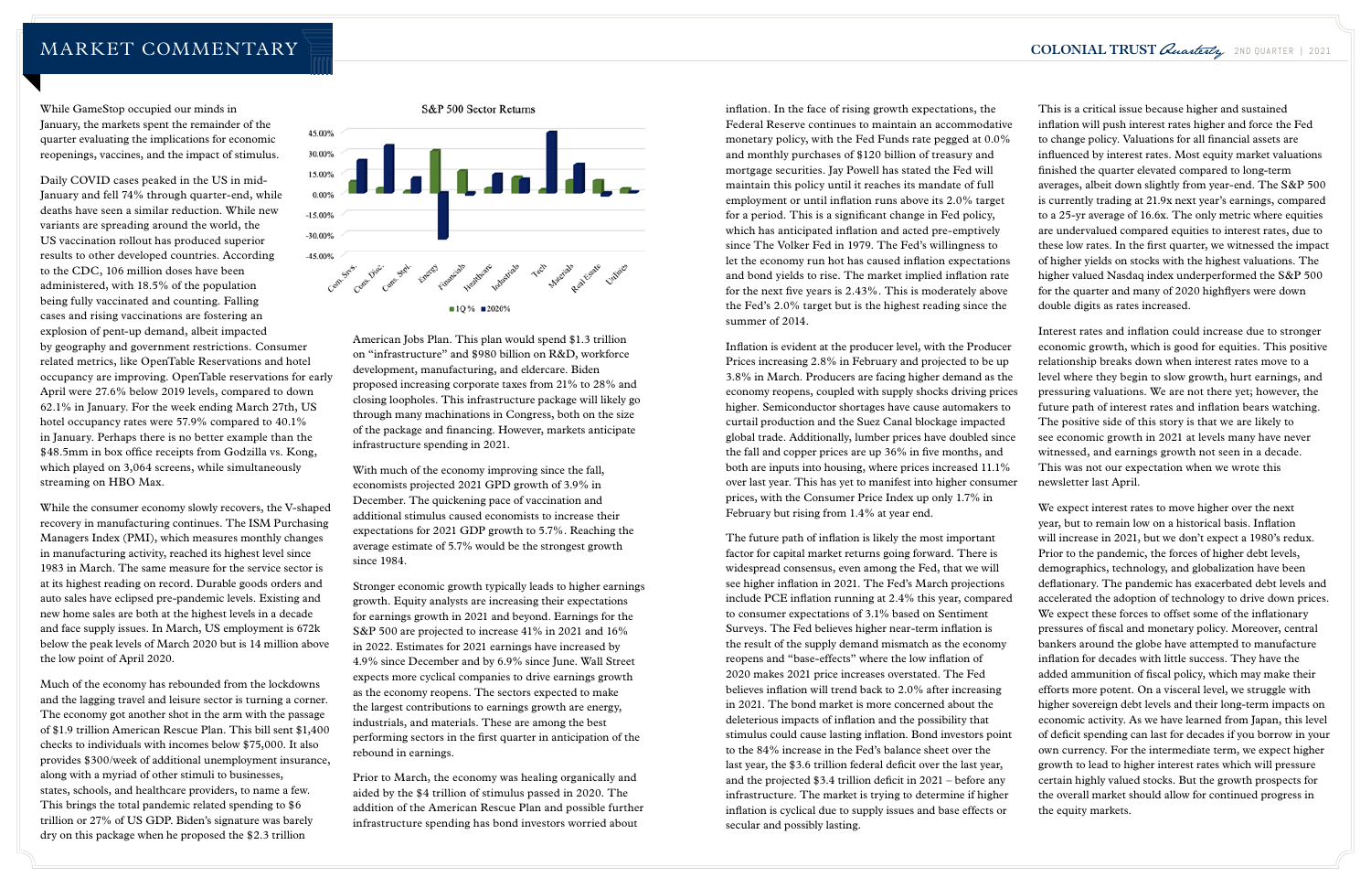# MARKET COMMENTARY

While GameStop occupied our minds in January, the markets spent the remainder of the quarter evaluating the implications for economic reopenings, vaccines, and the impact of stimulus.

Daily COVID cases peaked in the US in mid-January and fell 74% through quarter-end, while deaths have seen a similar reduction. While new variants are spreading around the world, the US vaccination rollout has produced superior results to other developed countries. According to the CDC, 106 million doses have been administered, with 18.5% of the population being fully vaccinated and counting. Falling cases and rising vaccinations are fostering an explosion of pent-up demand, albeit impacted by geography and government restrictions. Consumer related metrics, like OpenTable Reservations and hotel occupancy are improving. OpenTable reservations for early April were 27.6% below 2019 levels, compared to down 62.1% in January. For the week ending March 27th, US hotel occupancy rates were 57.9% compared to 40.1% in January. Perhaps there is no better example than the $48.5mm in box office receipts from Godzilla vs. Kong, which played on 3,064 screens, while simultaneously streaming on HBO Max.

S&P 500 Sector Returns

45.00%
30.00%
15.00%
0.00%
-15.00%
-30.00%
-45.00%

Com. Svcs. Cons. Disc. Cons. Stpl. Energy Financials Healthcare Industrials Tech Materials Real Estate Utilities

■1Q% ■2020%

While the consumer economy slowly recovers, the V-shaped recovery in manufacturing continues. The ISM Purchasing Managers Index (PMI), which measures monthly changes in manufacturing activity, reached its highest level since 1983 in March. The same measure for the service sector is at its highest reading on record. Durable goods orders and auto sales have eclipsed pre-pandemic levels. Existing and new home sales are both at the highest levels in a decade and face supply issues. In March, US employment is 672k below the peak levels of March 2020 but is 14 million above the low point of April 2020.

Much of the economy has rebounded from the lockdowns and the lagging travel and leisure sector is turning a corner. The economy got another shot in the arm with the passage of $1.9 trillion American Rescue Plan. This bill sent $1,400 checks to individuals with incomes below $75,000. It also provides $300/week of additional unemployment insurance, along with a myriad of other stimuli to businesses, states, schools, and healthcare providers, to name a few. This brings the total pandemic related spending to $6 trillion or 27% of US GDP. Biden's signature was barely dry on this package when he proposed the $2.3 trillion American Jobs Plan. This plan would spend $1.3 trillion on "infrastructure" and $980 billion on R&D, workforce development, manufacturing, and eldercare. Biden proposed increasing corporate taxes from 21% to 28% and closing loopholes. This infrastructure package will likely go through many machinations in Congress, both on the size of the package and financing. However, markets anticipate infrastructure spending in 2021.

With much of the economy improving since the fall, economists projected 2021 GPD growth of 3.9% in December. The quickening pace of vaccination and additional stimulus caused economists to increase their expectations for 2021 GDP growth to 5.7%. Reaching the average estimate of 5.7% would be the strongest growth since 1984.

Stronger economic growth typically leads to higher earnings growth. Equity analysts are increasing their expectations for earnings growth in 2021 and beyond. Earnings for the S&P 500 are projected to increase 41% in 2021 and 16% in 2022. Estimates for 2021 earnings have increased by 4.9% since December and by 6.9% since June. Wall Street expects more cyclical companies to drive earnings growth as the economy reopens. The sectors expected to make the largest contributions to earnings growth are energy, industrials, and materials. These are among the best performing sectors in the first quarter in anticipation of the rebound in earnings.

Prior to March, the economy was healing organically and aided by the $4 trillion of stimulus passed in 2020. The addition of the American Rescue Plan and possible further infrastructure spending has bond investors worried about inflation. In the face of rising growth expectations, the Federal Reserve continues to maintain an accommodative monetary policy, with the Fed Funds rate pegged at 0.0% and monthly purchases of $120 billion of treasury and mortgage securities. Jay Powell has stated the Fed will maintain this policy until it reaches its mandate of full employment or until inflation runs above its 2.0% target for a period. This is a significant change in Fed policy, which has anticipated inflation and acted pre-emptively since The Volker Fed in 1979. The Fed's willingness to let the economy run hot has caused inflation expectations and bond yields to rise. The market implied inflation rate for the next five years is 2.43%. This is moderately above the Fed's 2.0% target but is the highest reading since the summer of 2014.

Inflation is evident at the producer level, with the Producer Prices increasing 2.8% in February and projected to be up 3.8% in March. Producers are facing higher demand as the economy reopens, coupled with supply shocks driving prices higher. Semiconductor shortages have cause automakers to curtail production and the Suez Canal blockage impacted global trade. Additionally, lumber prices have doubled since the fall and copper prices are up 36% in five months, and both are inputs into housing, where prices increased 11.1% over last year. This has yet to manifest into higher consumer prices, with the Consumer Price Index up only 1.7% in February but rising from 1.4% at year end.

The future path of inflation is likely the most important factor for capital market returns going forward. There is widespread consensus, even among the Fed, that we will see higher inflation in 2021. The Fed's March projections include PCE inflation running at 2.4% this year, compared to consumer expectations of 3.1% based on Sentiment Surveys. The Fed believes higher near-term inflation is the result of the supply demand mismatch as the economy reopens and "base-effects" where the low inflation of 2020 makes 2021 price increases overstated. The Fed believes inflation will trend back to 2.0% after increasing in 2021. The bond market is more concerned about the deleterious impacts of inflation and the possibility that stimulus could cause lasting inflation. Bond investors point to the 84% increase in the Fed's balance sheet over the last year, the $3.6 trillion federal deficit over the last year, and the projected $3.4 trillion deficit in 2021 – before any infrastructure. The market is trying to determine if higher inflation is cyclical due to supply issues and base effects or secular and possibly lasting.

This is a critical issue because higher and sustained inflation will push interest rates higher and force the Fed to change policy. Valuations for all financial assets are influenced by interest rates. Most equity market valuations finished the quarter elevated compared to long-term averages, albeit down slightly from year-end. The S&P 500 is currently trading at 21.9x next year's earnings, compared to a 25-yr average of 16.6x. The only metric where equities are undervalued compared equities to interest rates, due to these low rates. In the first quarter, we witnessed the impact of higher yields on stocks with the highest valuations. The higher valued Nasdaq index underperformed the S&P 500 for the quarter and many of 2020 highflyers were down double digits as rates increased.

Interest rates and inflation could increase due to stronger economic growth, which is good for equities. This positive relationship breaks down when interest rates move to a level where they begin to slow growth, hurt earnings, and pressuring valuations. We are not there yet; however, the future path of interest rates and inflation bears watching. The positive side of this story is that we are likely to see economic growth in 2021 at levels many have never witnessed, and earnings growth not seen in a decade. This was not our expectation when we wrote this newsletter last April.

We expect interest rates to move higher over the next year, but to remain low on a historical basis. Inflation will increase in 2021, but we don't expect a 1980's redux. Prior to the pandemic, the forces of higher debt levels, demographics, technology, and globalization have been deflationary. The pandemic has exacerbated debt levels and accelerated the adoption of technology to drive down prices. We expect these forces to offset some of the inflationary pressures of fiscal and monetary policy. Moreover, central bankers around the globe have attempted to manufacture inflation for decades with little success. They have the added ammunition of fiscal policy, which may make their efforts more potent. On a visceral level, we struggle with higher sovereign debt levels and their long-term impacts on economic activity. As we have learned from Japan, this level of deficit spending can last for decades if you borrow in your own currency. For the intermediate term, we expect higher growth to lead to higher interest rates which will pressure certain highly valued stocks. But the growth prospects for the overall market should allow for continued progress in the equity markets.